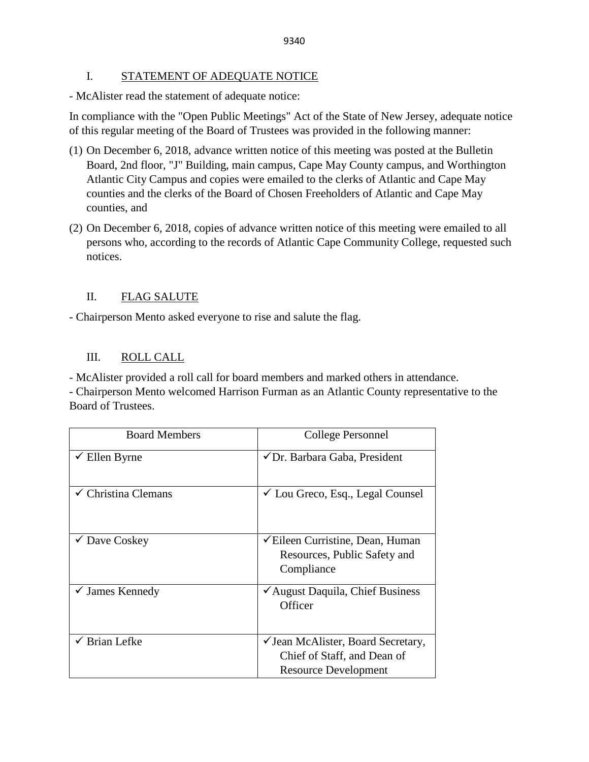## I. STATEMENT OF ADEQUATE NOTICE

- McAlister read the statement of adequate notice:

In compliance with the "Open Public Meetings" Act of the State of New Jersey, adequate notice of this regular meeting of the Board of Trustees was provided in the following manner:

(1) On December 6, 2018, advance written notice of this meeting was posted at the Bulletin Board, 2nd floor, "J" Building, main campus, Cape May County campus, and Worthington Atlantic City Campus and copies were emailed to the clerks of Atlantic and Cape May counties and the clerks of the Board of Chosen Freeholders of Atlantic and Cape May counties, and

(2) On December 6, 2018, copies of advance written notice of this meeting were emailed to all persons who, according to the records of Atlantic Cape Community College, requested such notices.

## II. FLAG SALUTE

- Chairperson Mento asked everyone to rise and salute the flag.

## III. ROLL CALL

- McAlister provided a roll call for board members and marked others in attendance.
- Chairperson Mento welcomed Harrison Furman as an Atlantic County representative to the Board of Trustees.

| Board Members | College Personnel |
|---|---|
| ✓ Ellen Byrne | ✓ Dr. Barbara Gaba, President |
| ✓ Christina Clemans | ✓ Lou Greco, Esq., Legal Counsel |
| ✓ Dave Coskey | ✓ Eileen Curristine, Dean, Human Resources, Public Safety and Compliance |
| ✓ James Kennedy | ✓ August Daquila, Chief Business Officer |
| ✓ Brian Lefke | ✓ Jean McAlister, Board Secretary, Chief of Staff, and Dean of Resource Development |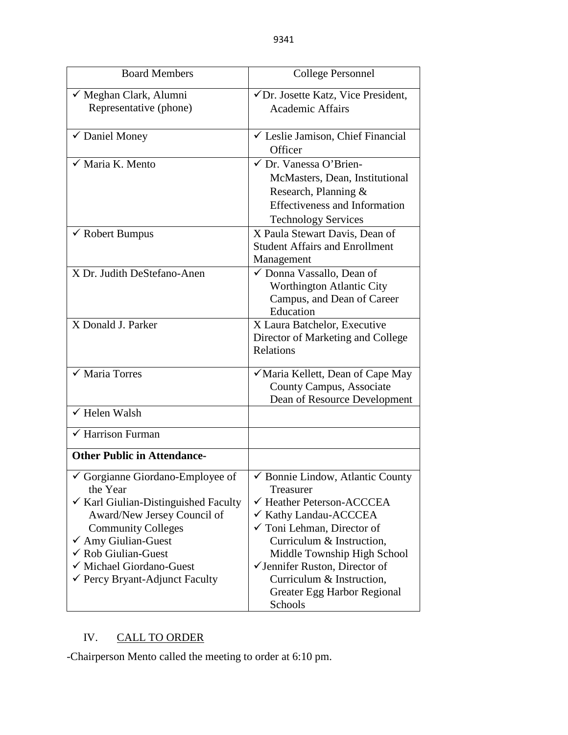| Board Members | College Personnel |
|---|---|
| ✓ Meghan Clark, Alumni Representative (phone) | ✓Dr. Josette Katz, Vice President, Academic Affairs |
| ✓ Daniel Money | ✓ Leslie Jamison, Chief Financial Officer |
| ✓ Maria K. Mento | ✓ Dr. Vanessa O'Brien-McMasters, Dean, Institutional Research, Planning & Effectiveness and Information Technology Services |
| ✓ Robert Bumpus | X Paula Stewart Davis, Dean of Student Affairs and Enrollment Management |
| X Dr. Judith DeStefano-Anen | ✓ Donna Vassallo, Dean of Worthington Atlantic City Campus, and Dean of Career Education |
| X Donald J. Parker | X Laura Batchelor, Executive Director of Marketing and College Relations |
| ✓ Maria Torres | ✓Maria Kellett, Dean of Cape May County Campus, Associate Dean of Resource Development |
| ✓ Helen Walsh | |
| ✓ Harrison Furman | |
| **Other Public in Attendance-** | |
| ✓ Gorgianne Giordano-Employee of the Year<br>✓ Karl Giulian-Distinguished Faculty Award/New Jersey Council of Community Colleges<br>✓ Amy Giulian-Guest<br>✓ Rob Giulian-Guest<br>✓ Michael Giordano-Guest<br>✓ Percy Bryant-Adjunct Faculty | ✓ Bonnie Lindow, Atlantic County Treasurer<br>✓ Heather Peterson-ACCCEA<br>✓ Kathy Landau-ACCCEA<br>✓ Toni Lehman, Director of Curriculum & Instruction, Middle Township High School<br>✓Jennifer Ruston, Director of Curriculum & Instruction, Greater Egg Harbor Regional Schools |

IV. CALL TO ORDER

-Chairperson Mento called the meeting to order at 6:10 pm.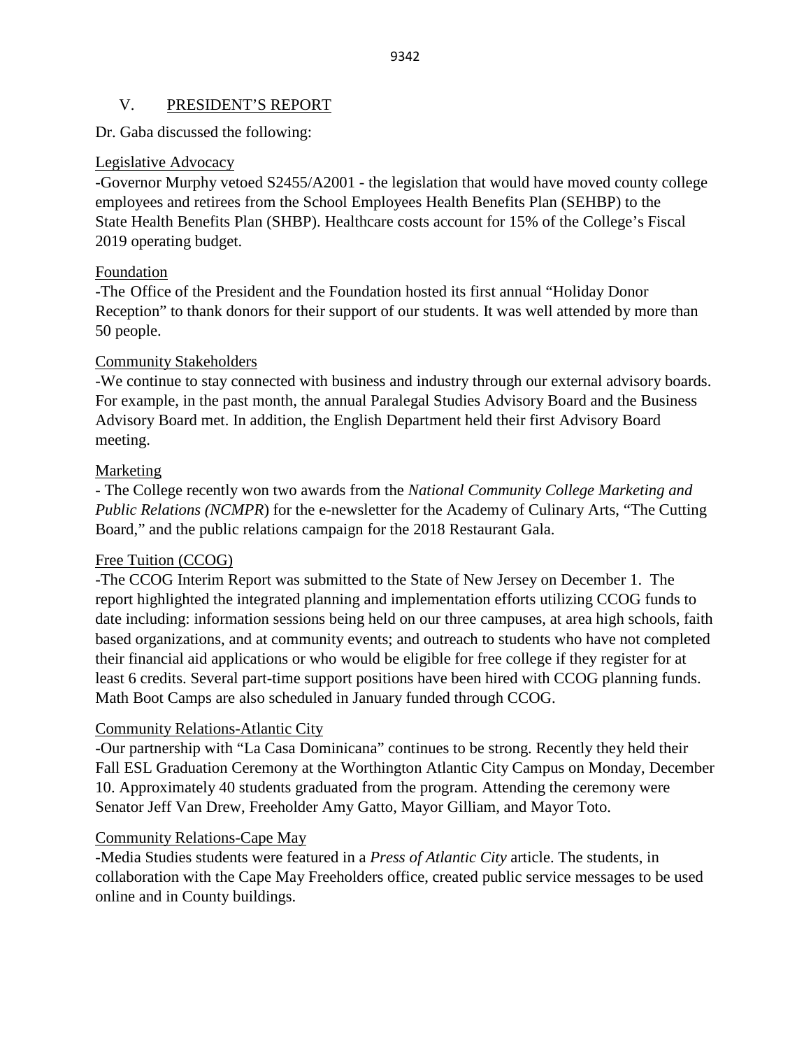## V. PRESIDENT'S REPORT

Dr. Gaba discussed the following:

Legislative Advocacy

-Governor Murphy vetoed S2455/A2001 - the legislation that would have moved county college employees and retirees from the School Employees Health Benefits Plan (SEHBP) to the State Health Benefits Plan (SHBP). Healthcare costs account for 15% of the College's Fiscal 2019 operating budget.

Foundation

-The Office of the President and the Foundation hosted its first annual "Holiday Donor Reception" to thank donors for their support of our students. It was well attended by more than 50 people.

Community Stakeholders

-We continue to stay connected with business and industry through our external advisory boards. For example, in the past month, the annual Paralegal Studies Advisory Board and the Business Advisory Board met. In addition, the English Department held their first Advisory Board meeting.

Marketing

- The College recently won two awards from the *National Community College Marketing and Public Relations (NCMPR*) for the e-newsletter for the Academy of Culinary Arts, "The Cutting Board," and the public relations campaign for the 2018 Restaurant Gala.

Free Tuition (CCOG)

-The CCOG Interim Report was submitted to the State of New Jersey on December 1. The report highlighted the integrated planning and implementation efforts utilizing CCOG funds to date including: information sessions being held on our three campuses, at area high schools, faith based organizations, and at community events; and outreach to students who have not completed their financial aid applications or who would be eligible for free college if they register for at least 6 credits. Several part-time support positions have been hired with CCOG planning funds. Math Boot Camps are also scheduled in January funded through CCOG.

Community Relations-Atlantic City

-Our partnership with "La Casa Dominicana" continues to be strong. Recently they held their Fall ESL Graduation Ceremony at the Worthington Atlantic City Campus on Monday, December 10. Approximately 40 students graduated from the program. Attending the ceremony were Senator Jeff Van Drew, Freeholder Amy Gatto, Mayor Gilliam, and Mayor Toto.

Community Relations-Cape May

-Media Studies students were featured in a *Press of Atlantic City* article. The students, in collaboration with the Cape May Freeholders office, created public service messages to be used online and in County buildings.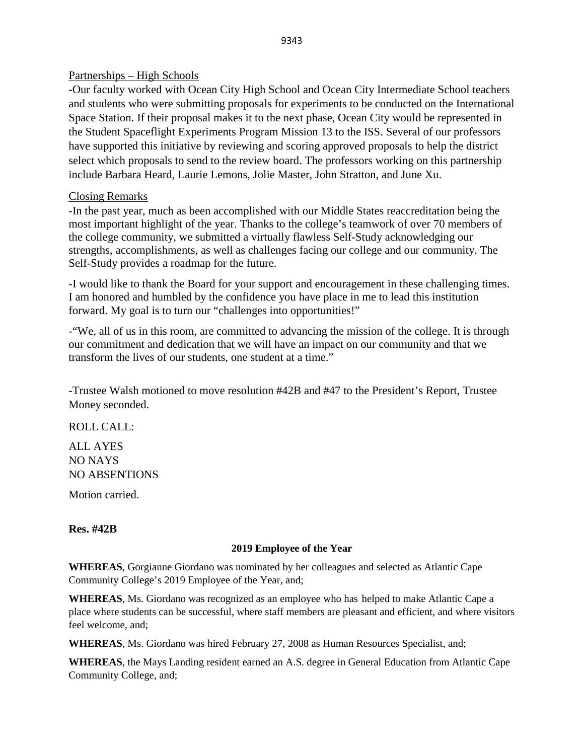Partnerships – High Schools

-Our faculty worked with Ocean City High School and Ocean City Intermediate School teachers and students who were submitting proposals for experiments to be conducted on the International Space Station. If their proposal makes it to the next phase, Ocean City would be represented in the Student Spaceflight Experiments Program Mission 13 to the ISS. Several of our professors have supported this initiative by reviewing and scoring approved proposals to help the district select which proposals to send to the review board. The professors working on this partnership include Barbara Heard, Laurie Lemons, Jolie Master, John Stratton, and June Xu.

Closing Remarks

-In the past year, much as been accomplished with our Middle States reaccreditation being the most important highlight of the year. Thanks to the college's teamwork of over 70 members of the college community, we submitted a virtually flawless Self-Study acknowledging our strengths, accomplishments, as well as challenges facing our college and our community. The Self-Study provides a roadmap for the future.

-I would like to thank the Board for your support and encouragement in these challenging times. I am honored and humbled by the confidence you have place in me to lead this institution forward. My goal is to turn our "challenges into opportunities!"

-"We, all of us in this room, are committed to advancing the mission of the college. It is through our commitment and dedication that we will have an impact on our community and that we transform the lives of our students, one student at a time."

-Trustee Walsh motioned to move resolution #42B and #47 to the President's Report, Trustee Money seconded.

ROLL CALL:

ALL AYES
NO NAYS
NO ABSENTIONS

Motion carried.

**Res. #42B**

**2019 Employee of the Year**

**WHEREAS**, Gorgianne Giordano was nominated by her colleagues and selected as Atlantic Cape Community College's 2019 Employee of the Year, and;

**WHEREAS**, Ms. Giordano was recognized as an employee who has helped to make Atlantic Cape a place where students can be successful, where staff members are pleasant and efficient, and where visitors feel welcome, and;

**WHEREAS**, Ms. Giordano was hired February 27, 2008 as Human Resources Specialist, and;

**WHEREAS**, the Mays Landing resident earned an A.S. degree in General Education from Atlantic Cape Community College, and;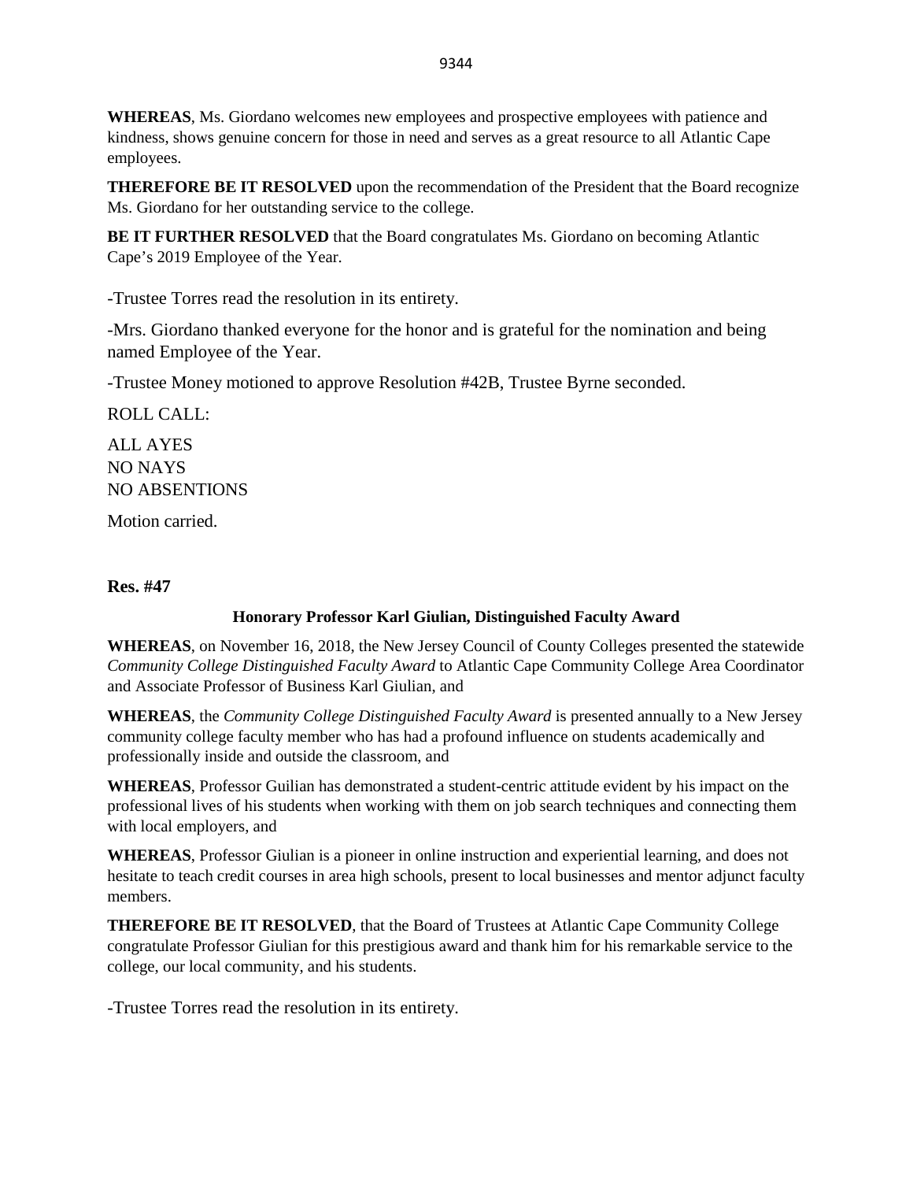**WHEREAS**, Ms. Giordano welcomes new employees and prospective employees with patience and kindness, shows genuine concern for those in need and serves as a great resource to all Atlantic Cape employees.

**THEREFORE BE IT RESOLVED** upon the recommendation of the President that the Board recognize Ms. Giordano for her outstanding service to the college.

**BE IT FURTHER RESOLVED** that the Board congratulates Ms. Giordano on becoming Atlantic Cape's 2019 Employee of the Year.

-Trustee Torres read the resolution in its entirety.

-Mrs. Giordano thanked everyone for the honor and is grateful for the nomination and being named Employee of the Year.

-Trustee Money motioned to approve Resolution #42B, Trustee Byrne seconded.

ROLL CALL:

ALL AYES
NO NAYS
NO ABSENTIONS

Motion carried.

**Res. #47**

**Honorary Professor Karl Giulian, Distinguished Faculty Award**

**WHEREAS**, on November 16, 2018, the New Jersey Council of County Colleges presented the statewide *Community College Distinguished Faculty Award* to Atlantic Cape Community College Area Coordinator and Associate Professor of Business Karl Giulian, and

**WHEREAS**, the *Community College Distinguished Faculty Award* is presented annually to a New Jersey community college faculty member who has had a profound influence on students academically and professionally inside and outside the classroom, and

**WHEREAS**, Professor Guilian has demonstrated a student-centric attitude evident by his impact on the professional lives of his students when working with them on job search techniques and connecting them with local employers, and

**WHEREAS**, Professor Giulian is a pioneer in online instruction and experiential learning, and does not hesitate to teach credit courses in area high schools, present to local businesses and mentor adjunct faculty members.

**THEREFORE BE IT RESOLVED**, that the Board of Trustees at Atlantic Cape Community College congratulate Professor Giulian for this prestigious award and thank him for his remarkable service to the college, our local community, and his students.

-Trustee Torres read the resolution in its entirety.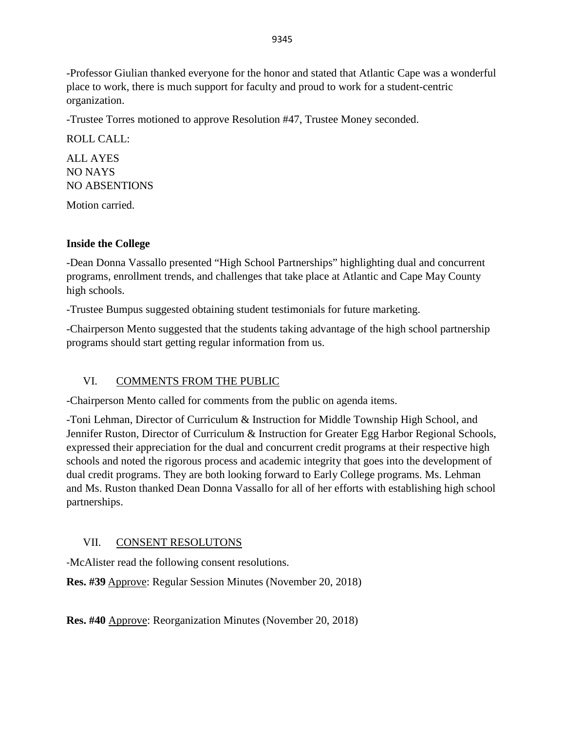-Professor Giulian thanked everyone for the honor and stated that Atlantic Cape was a wonderful place to work, there is much support for faculty and proud to work for a student-centric organization.

-Trustee Torres motioned to approve Resolution #47, Trustee Money seconded.

ROLL CALL:

ALL AYES
NO NAYS
NO ABSENTIONS

Motion carried.

**Inside the College**

-Dean Donna Vassallo presented "High School Partnerships" highlighting dual and concurrent programs, enrollment trends, and challenges that take place at Atlantic and Cape May County high schools.

-Trustee Bumpus suggested obtaining student testimonials for future marketing.

-Chairperson Mento suggested that the students taking advantage of the high school partnership programs should start getting regular information from us.

## VI. COMMENTS FROM THE PUBLIC

-Chairperson Mento called for comments from the public on agenda items.

-Toni Lehman, Director of Curriculum & Instruction for Middle Township High School, and Jennifer Ruston, Director of Curriculum & Instruction for Greater Egg Harbor Regional Schools, expressed their appreciation for the dual and concurrent credit programs at their respective high schools and noted the rigorous process and academic integrity that goes into the development of dual credit programs. They are both looking forward to Early College programs. Ms. Lehman and Ms. Ruston thanked Dean Donna Vassallo for all of her efforts with establishing high school partnerships.

## VII. CONSENT RESOLUTONS

-McAlister read the following consent resolutions.

**Res. #39** Approve: Regular Session Minutes (November 20, 2018)

**Res. #40** Approve: Reorganization Minutes (November 20, 2018)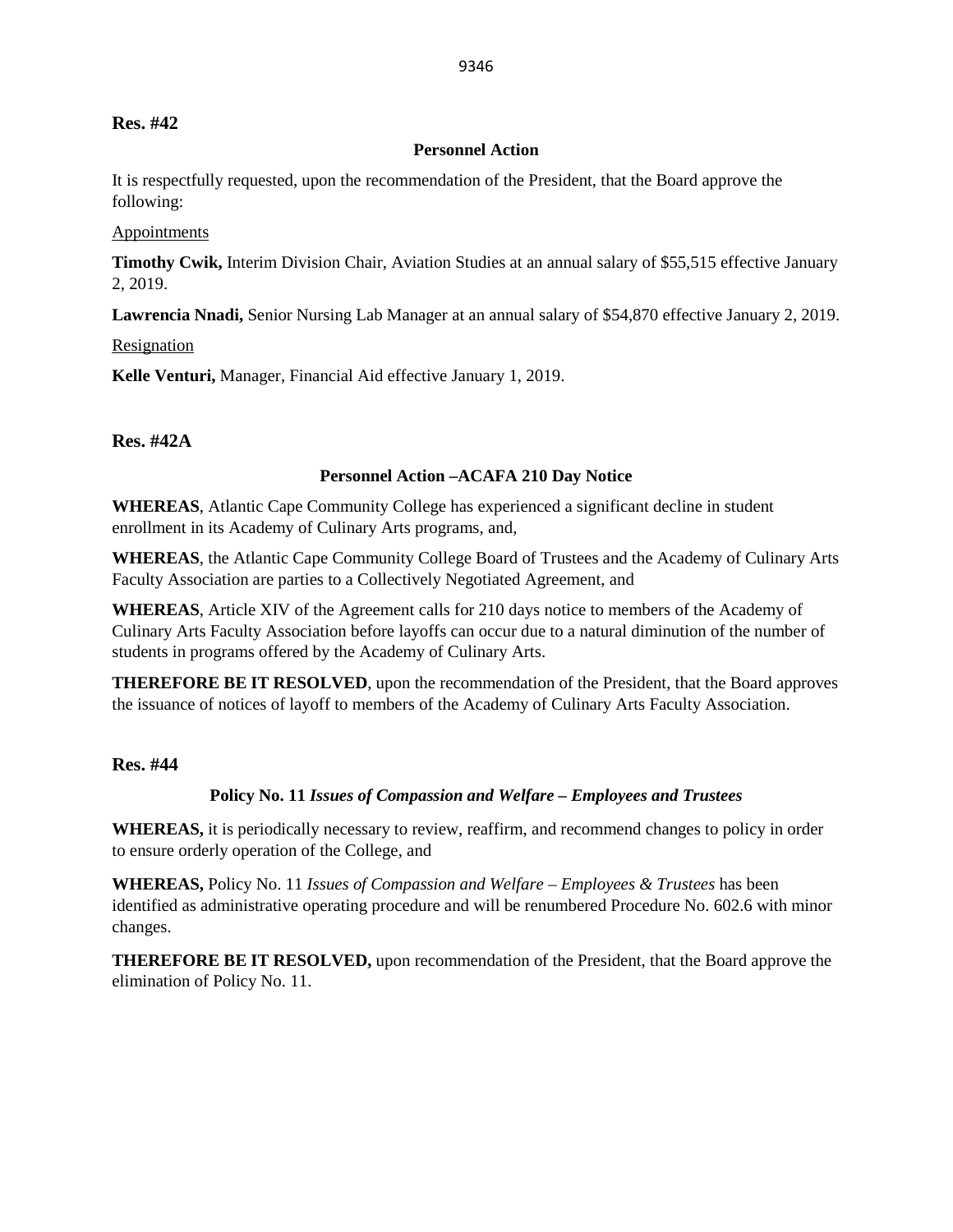**Res. #42**

**Personnel Action**

It is respectfully requested, upon the recommendation of the President, that the Board approve the following:

Appointments

**Timothy Cwik,** Interim Division Chair, Aviation Studies at an annual salary of $55,515 effective January 2, 2019.

**Lawrencia Nnadi,** Senior Nursing Lab Manager at an annual salary of $54,870 effective January 2, 2019.

Resignation

**Kelle Venturi,** Manager, Financial Aid effective January 1, 2019.

**Res. #42A**

**Personnel Action –ACAFA 210 Day Notice**

**WHEREAS**, Atlantic Cape Community College has experienced a significant decline in student enrollment in its Academy of Culinary Arts programs, and,

**WHEREAS**, the Atlantic Cape Community College Board of Trustees and the Academy of Culinary Arts Faculty Association are parties to a Collectively Negotiated Agreement, and

**WHEREAS**, Article XIV of the Agreement calls for 210 days notice to members of the Academy of Culinary Arts Faculty Association before layoffs can occur due to a natural diminution of the number of students in programs offered by the Academy of Culinary Arts.

**THEREFORE BE IT RESOLVED**, upon the recommendation of the President, that the Board approves the issuance of notices of layoff to members of the Academy of Culinary Arts Faculty Association.

**Res. #44**

**Policy No. 11 *Issues of Compassion and Welfare – Employees and Trustees***

**WHEREAS,** it is periodically necessary to review, reaffirm, and recommend changes to policy in order to ensure orderly operation of the College, and

**WHEREAS,** Policy No. 11 *Issues of Compassion and Welfare – Employees & Trustees* has been identified as administrative operating procedure and will be renumbered Procedure No. 602.6 with minor changes.

**THEREFORE BE IT RESOLVED,** upon recommendation of the President, that the Board approve the elimination of Policy No. 11.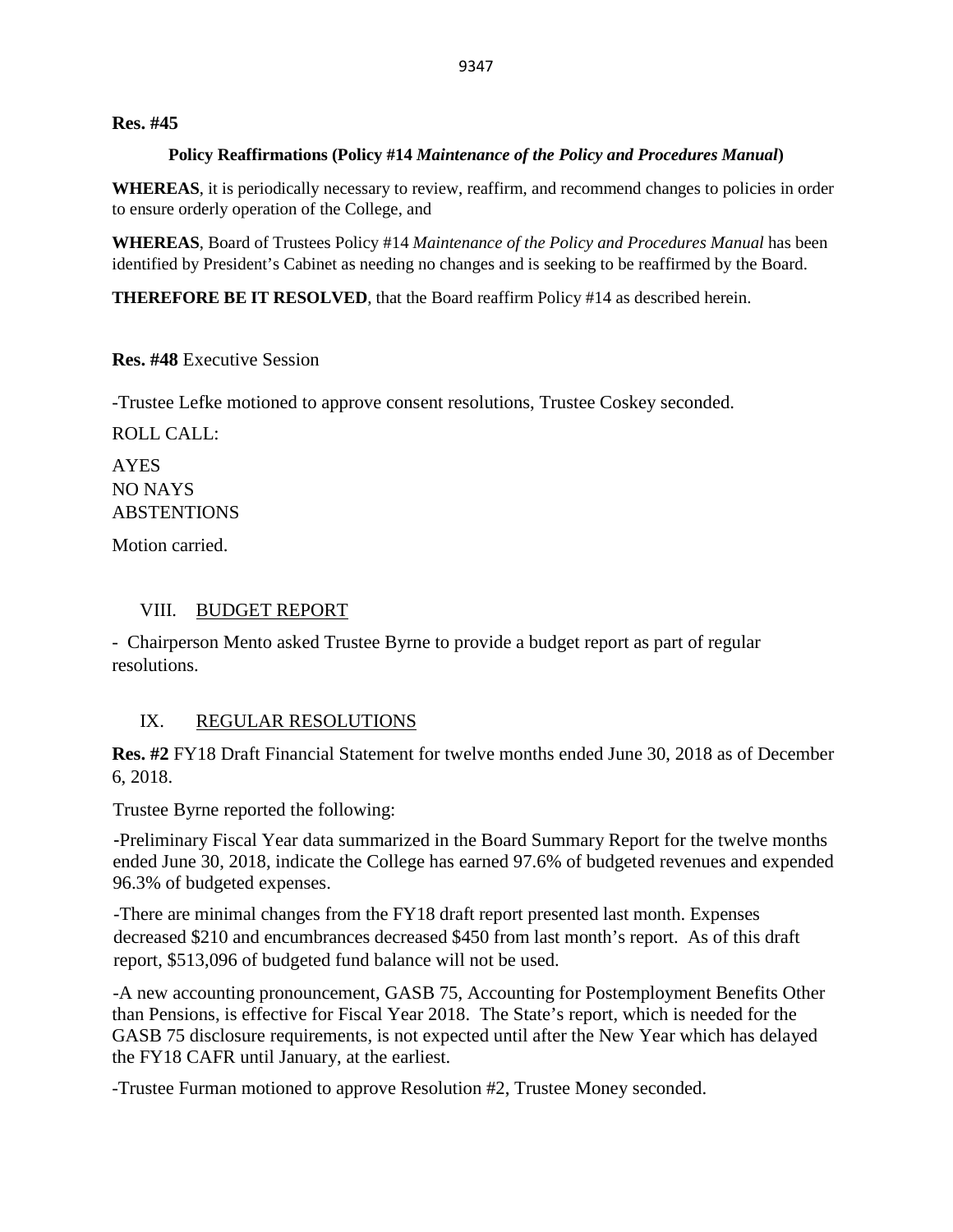**Res. #45**

**Policy Reaffirmations (Policy #14 *Maintenance of the Policy and Procedures Manual*)**

**WHEREAS**, it is periodically necessary to review, reaffirm, and recommend changes to policies in order to ensure orderly operation of the College, and

**WHEREAS**, Board of Trustees Policy #14 *Maintenance of the Policy and Procedures Manual* has been identified by President's Cabinet as needing no changes and is seeking to be reaffirmed by the Board.

**THEREFORE BE IT RESOLVED**, that the Board reaffirm Policy #14 as described herein.

**Res. #48** Executive Session

-Trustee Lefke motioned to approve consent resolutions, Trustee Coskey seconded.

ROLL CALL:

AYES
NO NAYS
ABSTENTIONS

Motion carried.

## VIII. BUDGET REPORT

- Chairperson Mento asked Trustee Byrne to provide a budget report as part of regular resolutions.

## IX. REGULAR RESOLUTIONS

**Res. #2** FY18 Draft Financial Statement for twelve months ended June 30, 2018 as of December 6, 2018.

Trustee Byrne reported the following:

-Preliminary Fiscal Year data summarized in the Board Summary Report for the twelve months ended June 30, 2018, indicate the College has earned 97.6% of budgeted revenues and expended 96.3% of budgeted expenses.

-There are minimal changes from the FY18 draft report presented last month. Expenses decreased $210 and encumbrances decreased $450 from last month's report. As of this draft report, $513,096 of budgeted fund balance will not be used.

-A new accounting pronouncement, GASB 75, Accounting for Postemployment Benefits Other than Pensions, is effective for Fiscal Year 2018. The State's report, which is needed for the GASB 75 disclosure requirements, is not expected until after the New Year which has delayed the FY18 CAFR until January, at the earliest.

-Trustee Furman motioned to approve Resolution #2, Trustee Money seconded.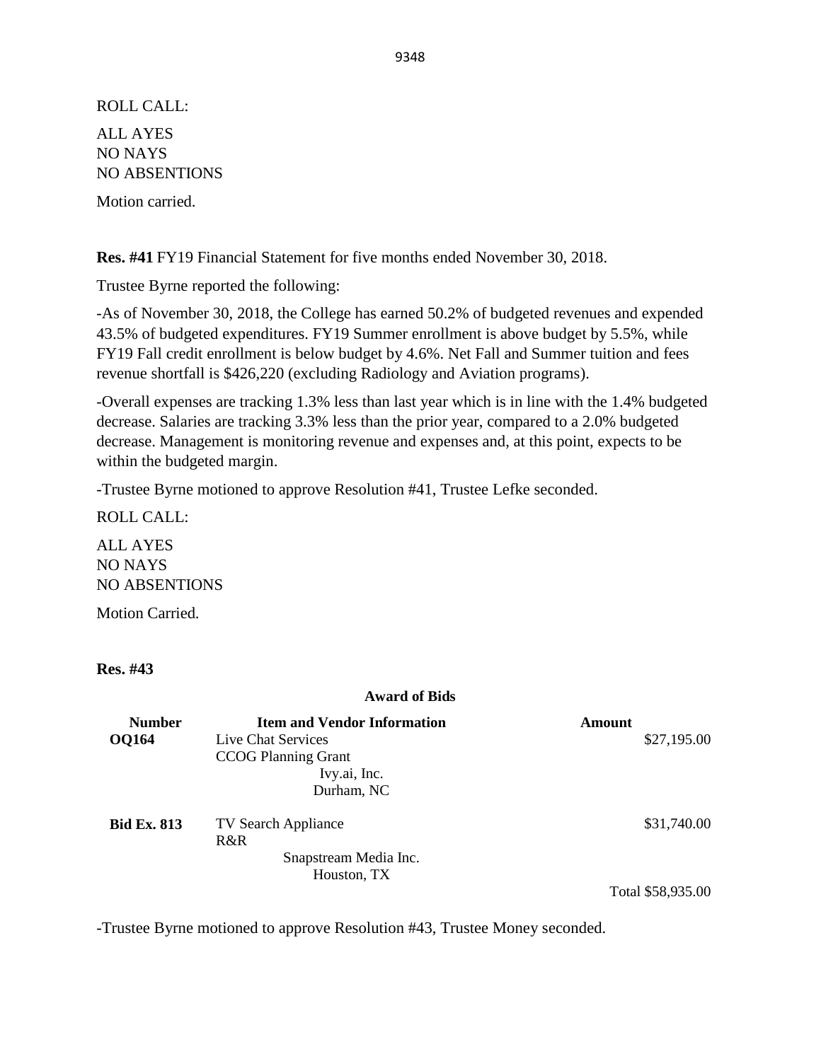ROLL CALL:

ALL AYES
NO NAYS
NO ABSENTIONS

Motion carried.

**Res. #41** FY19 Financial Statement for five months ended November 30, 2018.

Trustee Byrne reported the following:

-As of November 30, 2018, the College has earned 50.2% of budgeted revenues and expended 43.5% of budgeted expenditures. FY19 Summer enrollment is above budget by 5.5%, while FY19 Fall credit enrollment is below budget by 4.6%. Net Fall and Summer tuition and fees revenue shortfall is $426,220 (excluding Radiology and Aviation programs).

-Overall expenses are tracking 1.3% less than last year which is in line with the 1.4% budgeted decrease. Salaries are tracking 3.3% less than the prior year, compared to a 2.0% budgeted decrease. Management is monitoring revenue and expenses and, at this point, expects to be within the budgeted margin.

-Trustee Byrne motioned to approve Resolution #41, Trustee Lefke seconded.

ROLL CALL:

ALL AYES
NO NAYS
NO ABSENTIONS

Motion Carried.

**Res. #43**

**Award of Bids**

| Number | Item and Vendor Information | Amount |
|---|---|---|
| **OQ164** | Live Chat Services<br>CCOG Planning Grant<br>Ivy.ai, Inc.<br>Durham, NC | $27,195.00 |
| **Bid Ex. 813** | TV Search Appliance<br>R&R<br>Snapstream Media Inc.<br>Houston, TX | $31,740.00 |
| | | Total $58,935.00 |

-Trustee Byrne motioned to approve Resolution #43, Trustee Money seconded.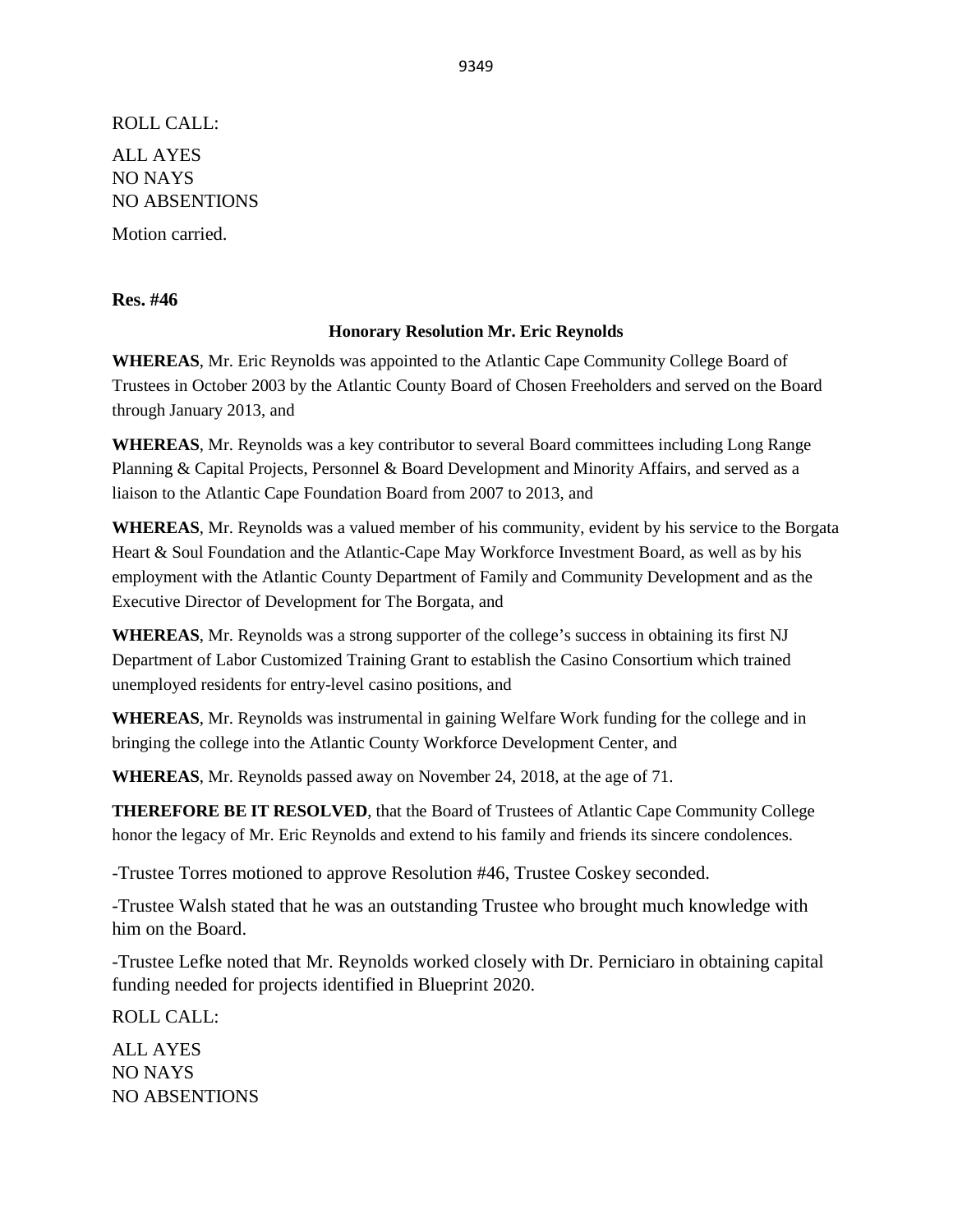ROLL CALL:

ALL AYES
NO NAYS
NO ABSENTIONS

Motion carried.

**Res. #46**

**Honorary Resolution Mr. Eric Reynolds**

**WHEREAS**, Mr. Eric Reynolds was appointed to the Atlantic Cape Community College Board of Trustees in October 2003 by the Atlantic County Board of Chosen Freeholders and served on the Board through January 2013, and

**WHEREAS**, Mr. Reynolds was a key contributor to several Board committees including Long Range Planning & Capital Projects, Personnel & Board Development and Minority Affairs, and served as a liaison to the Atlantic Cape Foundation Board from 2007 to 2013, and

**WHEREAS**, Mr. Reynolds was a valued member of his community, evident by his service to the Borgata Heart & Soul Foundation and the Atlantic-Cape May Workforce Investment Board, as well as by his employment with the Atlantic County Department of Family and Community Development and as the Executive Director of Development for The Borgata, and

**WHEREAS**, Mr. Reynolds was a strong supporter of the college's success in obtaining its first NJ Department of Labor Customized Training Grant to establish the Casino Consortium which trained unemployed residents for entry-level casino positions, and

**WHEREAS**, Mr. Reynolds was instrumental in gaining Welfare Work funding for the college and in bringing the college into the Atlantic County Workforce Development Center, and

**WHEREAS**, Mr. Reynolds passed away on November 24, 2018, at the age of 71.

**THEREFORE BE IT RESOLVED**, that the Board of Trustees of Atlantic Cape Community College honor the legacy of Mr. Eric Reynolds and extend to his family and friends its sincere condolences.

-Trustee Torres motioned to approve Resolution #46, Trustee Coskey seconded.

-Trustee Walsh stated that he was an outstanding Trustee who brought much knowledge with him on the Board.

-Trustee Lefke noted that Mr. Reynolds worked closely with Dr. Perniciaro in obtaining capital funding needed for projects identified in Blueprint 2020.

ROLL CALL:

ALL AYES
NO NAYS
NO ABSENTIONS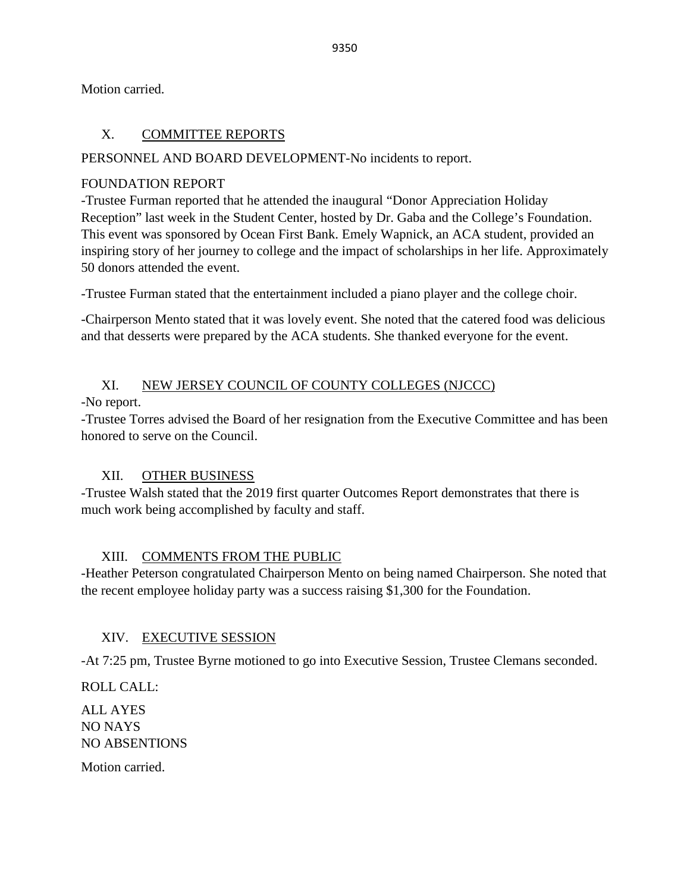Motion carried.

## X. COMMITTEE REPORTS

PERSONNEL AND BOARD DEVELOPMENT-No incidents to report.

FOUNDATION REPORT

-Trustee Furman reported that he attended the inaugural "Donor Appreciation Holiday Reception" last week in the Student Center, hosted by Dr. Gaba and the College's Foundation. This event was sponsored by Ocean First Bank. Emely Wapnick, an ACA student, provided an inspiring story of her journey to college and the impact of scholarships in her life. Approximately 50 donors attended the event.

-Trustee Furman stated that the entertainment included a piano player and the college choir.

-Chairperson Mento stated that it was lovely event. She noted that the catered food was delicious and that desserts were prepared by the ACA students. She thanked everyone for the event.

## XI. NEW JERSEY COUNCIL OF COUNTY COLLEGES (NJCCC)

-No report.

-Trustee Torres advised the Board of her resignation from the Executive Committee and has been honored to serve on the Council.

## XII. OTHER BUSINESS

-Trustee Walsh stated that the 2019 first quarter Outcomes Report demonstrates that there is much work being accomplished by faculty and staff.

## XIII. COMMENTS FROM THE PUBLIC

-Heather Peterson congratulated Chairperson Mento on being named Chairperson. She noted that the recent employee holiday party was a success raising $1,300 for the Foundation.

## XIV. EXECUTIVE SESSION

-At 7:25 pm, Trustee Byrne motioned to go into Executive Session, Trustee Clemans seconded.

ROLL CALL:

ALL AYES
NO NAYS
NO ABSENTIONS

Motion carried.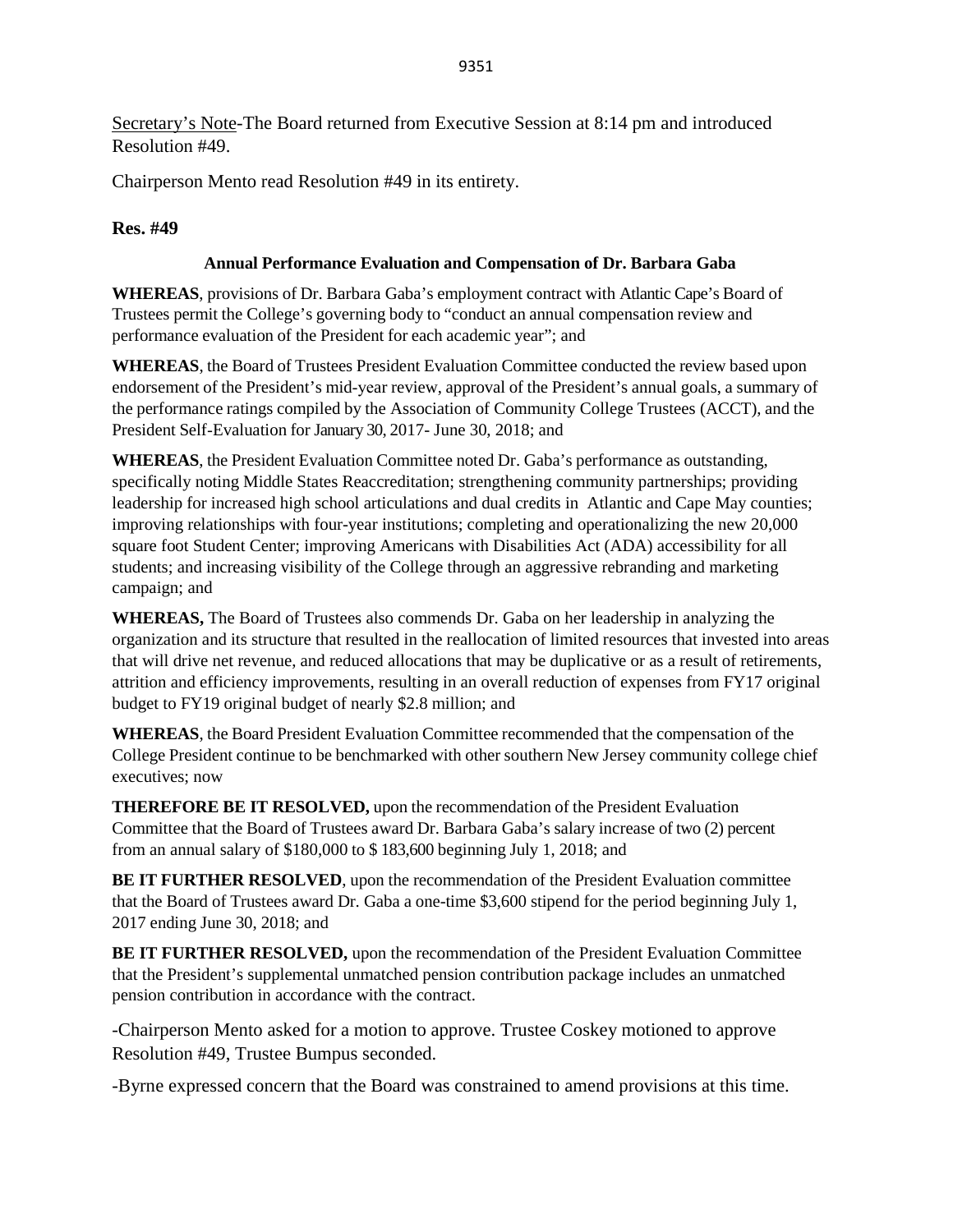Secretary's Note-The Board returned from Executive Session at 8:14 pm and introduced Resolution #49.

Chairperson Mento read Resolution #49 in its entirety.

**Res. #49**

**Annual Performance Evaluation and Compensation of Dr. Barbara Gaba**

**WHEREAS**, provisions of Dr. Barbara Gaba's employment contract with Atlantic Cape's Board of Trustees permit the College's governing body to "conduct an annual compensation review and performance evaluation of the President for each academic year"; and

**WHEREAS**, the Board of Trustees President Evaluation Committee conducted the review based upon endorsement of the President's mid-year review, approval of the President's annual goals, a summary of the performance ratings compiled by the Association of Community College Trustees (ACCT), and the President Self-Evaluation for January 30, 2017- June 30, 2018; and

**WHEREAS**, the President Evaluation Committee noted Dr. Gaba's performance as outstanding, specifically noting Middle States Reaccreditation; strengthening community partnerships; providing leadership for increased high school articulations and dual credits in Atlantic and Cape May counties; improving relationships with four-year institutions; completing and operationalizing the new 20,000 square foot Student Center; improving Americans with Disabilities Act (ADA) accessibility for all students; and increasing visibility of the College through an aggressive rebranding and marketing campaign; and

**WHEREAS,** The Board of Trustees also commends Dr. Gaba on her leadership in analyzing the organization and its structure that resulted in the reallocation of limited resources that invested into areas that will drive net revenue, and reduced allocations that may be duplicative or as a result of retirements, attrition and efficiency improvements, resulting in an overall reduction of expenses from FY17 original budget to FY19 original budget of nearly $2.8 million; and

**WHEREAS**, the Board President Evaluation Committee recommended that the compensation of the College President continue to be benchmarked with other southern New Jersey community college chief executives; now

**THEREFORE BE IT RESOLVED,** upon the recommendation of the President Evaluation Committee that the Board of Trustees award Dr. Barbara Gaba's salary increase of two (2) percent from an annual salary of $180,000 to $ 183,600 beginning July 1, 2018; and

**BE IT FURTHER RESOLVED**, upon the recommendation of the President Evaluation committee that the Board of Trustees award Dr. Gaba a one-time $3,600 stipend for the period beginning July 1, 2017 ending June 30, 2018; and

**BE IT FURTHER RESOLVED,** upon the recommendation of the President Evaluation Committee that the President's supplemental unmatched pension contribution package includes an unmatched pension contribution in accordance with the contract.

-Chairperson Mento asked for a motion to approve. Trustee Coskey motioned to approve Resolution #49, Trustee Bumpus seconded.

-Byrne expressed concern that the Board was constrained to amend provisions at this time.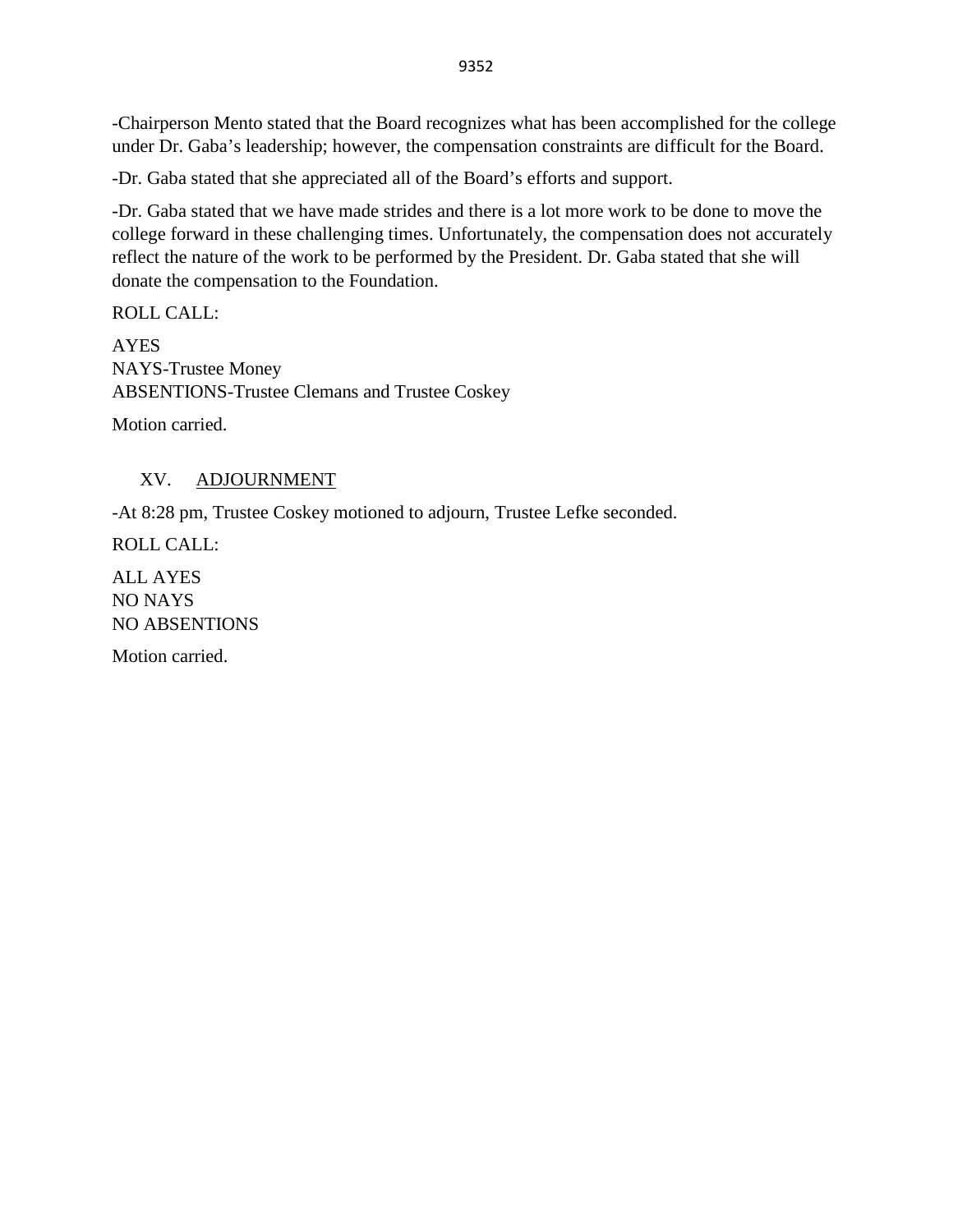-Chairperson Mento stated that the Board recognizes what has been accomplished for the college under Dr. Gaba's leadership; however, the compensation constraints are difficult for the Board.

-Dr. Gaba stated that she appreciated all of the Board's efforts and support.

-Dr. Gaba stated that we have made strides and there is a lot more work to be done to move the college forward in these challenging times. Unfortunately, the compensation does not accurately reflect the nature of the work to be performed by the President. Dr. Gaba stated that she will donate the compensation to the Foundation.

ROLL CALL:

AYES
NAYS-Trustee Money
ABSENTIONS-Trustee Clemans and Trustee Coskey

Motion carried.

## XV. ADJOURNMENT

-At 8:28 pm, Trustee Coskey motioned to adjourn, Trustee Lefke seconded.

ROLL CALL:

ALL AYES
NO NAYS
NO ABSENTIONS

Motion carried.